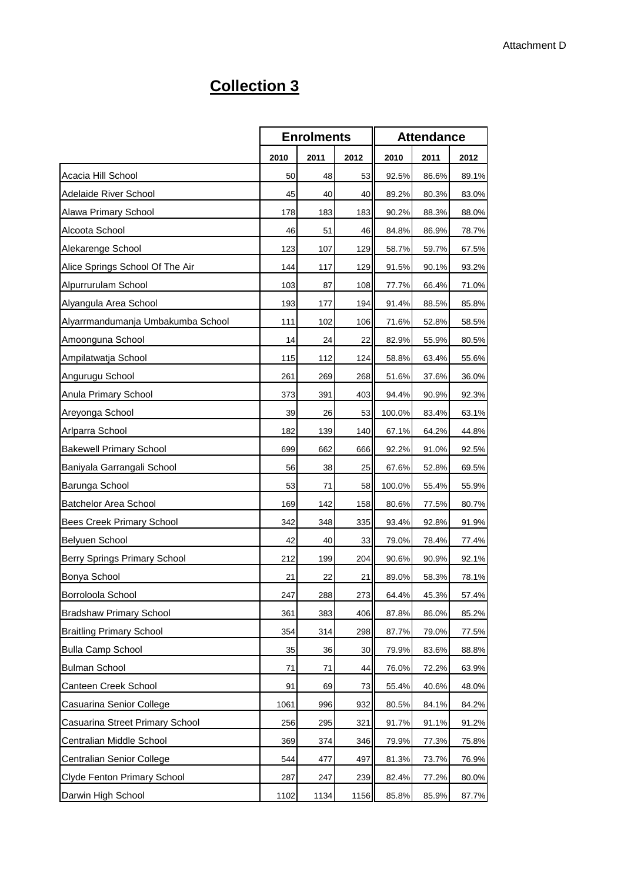Attachment D

# Collection 3

| | Enrolments | | | Attendance | | |
|---|---|---|---|---|---|---|
| | 2010 | 2011 | 2012 | 2010 | 2011 | 2012 |
| Acacia Hill School | 50 | 48 | 53 | 92.5% | 86.6% | 89.1% |
| Adelaide River School | 45 | 40 | 40 | 89.2% | 80.3% | 83.0% |
| Alawa Primary School | 178 | 183 | 183 | 90.2% | 88.3% | 88.0% |
| Alcoota School | 46 | 51 | 46 | 84.8% | 86.9% | 78.7% |
| Alekarenge School | 123 | 107 | 129 | 58.7% | 59.7% | 67.5% |
| Alice Springs School Of The Air | 144 | 117 | 129 | 91.5% | 90.1% | 93.2% |
| Alpurrurulam School | 103 | 87 | 108 | 77.7% | 66.4% | 71.0% |
| Alyangula Area School | 193 | 177 | 194 | 91.4% | 88.5% | 85.8% |
| Alyarrmandumanja Umbakumba School | 111 | 102 | 106 | 71.6% | 52.8% | 58.5% |
| Amoonguna School | 14 | 24 | 22 | 82.9% | 55.9% | 80.5% |
| Ampilatwatja School | 115 | 112 | 124 | 58.8% | 63.4% | 55.6% |
| Angurugu School | 261 | 269 | 268 | 51.6% | 37.6% | 36.0% |
| Anula Primary School | 373 | 391 | 403 | 94.4% | 90.9% | 92.3% |
| Areyonga School | 39 | 26 | 53 | 100.0% | 83.4% | 63.1% |
| Arlparra School | 182 | 139 | 140 | 67.1% | 64.2% | 44.8% |
| Bakewell Primary School | 699 | 662 | 666 | 92.2% | 91.0% | 92.5% |
| Baniyala Garrangali School | 56 | 38 | 25 | 67.6% | 52.8% | 69.5% |
| Barunga School | 53 | 71 | 58 | 100.0% | 55.4% | 55.9% |
| Batchelor Area School | 169 | 142 | 158 | 80.6% | 77.5% | 80.7% |
| Bees Creek Primary School | 342 | 348 | 335 | 93.4% | 92.8% | 91.9% |
| Belyuen School | 42 | 40 | 33 | 79.0% | 78.4% | 77.4% |
| Berry Springs Primary School | 212 | 199 | 204 | 90.6% | 90.9% | 92.1% |
| Bonya School | 21 | 22 | 21 | 89.0% | 58.3% | 78.1% |
| Borroloola School | 247 | 288 | 273 | 64.4% | 45.3% | 57.4% |
| Bradshaw Primary School | 361 | 383 | 406 | 87.8% | 86.0% | 85.2% |
| Braitling Primary School | 354 | 314 | 298 | 87.7% | 79.0% | 77.5% |
| Bulla Camp School | 35 | 36 | 30 | 79.9% | 83.6% | 88.8% |
| Bulman School | 71 | 71 | 44 | 76.0% | 72.2% | 63.9% |
| Canteen Creek School | 91 | 69 | 73 | 55.4% | 40.6% | 48.0% |
| Casuarina Senior College | 1061 | 996 | 932 | 80.5% | 84.1% | 84.2% |
| Casuarina Street Primary School | 256 | 295 | 321 | 91.7% | 91.1% | 91.2% |
| Centralian Middle School | 369 | 374 | 346 | 79.9% | 77.3% | 75.8% |
| Centralian Senior College | 544 | 477 | 497 | 81.3% | 73.7% | 76.9% |
| Clyde Fenton Primary School | 287 | 247 | 239 | 82.4% | 77.2% | 80.0% |
| Darwin High School | 1102 | 1134 | 1156 | 85.8% | 85.9% | 87.7% |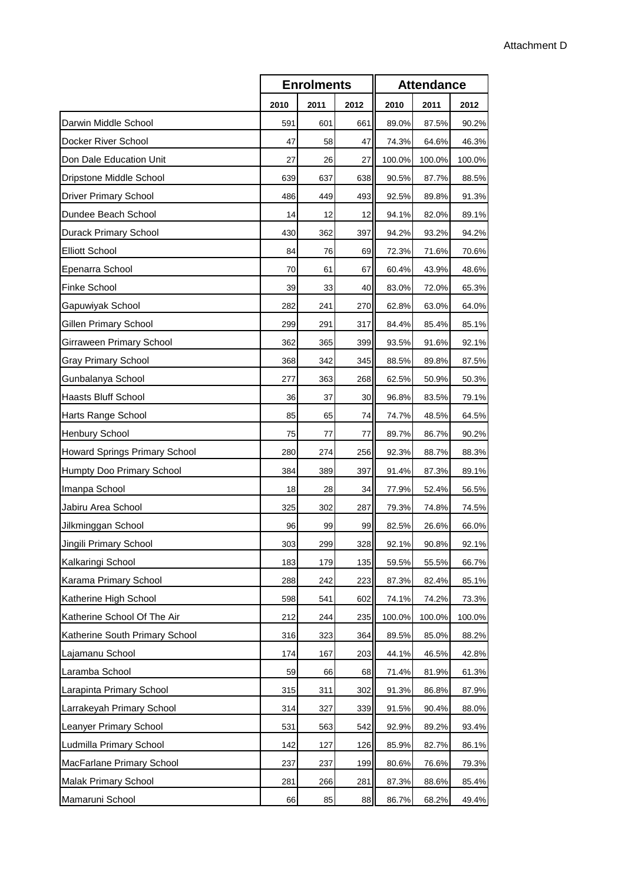Attachment D

| | Enrolments | | | Attendance | | |
|---|---|---|---|---|---|---|
| | 2010 | 2011 | 2012 | 2010 | 2011 | 2012 |
| Darwin Middle School | 591 | 601 | 661 | 89.0% | 87.5% | 90.2% |
| Docker River School | 47 | 58 | 47 | 74.3% | 64.6% | 46.3% |
| Don Dale Education Unit | 27 | 26 | 27 | 100.0% | 100.0% | 100.0% |
| Dripstone Middle School | 639 | 637 | 638 | 90.5% | 87.7% | 88.5% |
| Driver Primary School | 486 | 449 | 493 | 92.5% | 89.8% | 91.3% |
| Dundee Beach School | 14 | 12 | 12 | 94.1% | 82.0% | 89.1% |
| Durack Primary School | 430 | 362 | 397 | 94.2% | 93.2% | 94.2% |
| Elliott School | 84 | 76 | 69 | 72.3% | 71.6% | 70.6% |
| Epenarra School | 70 | 61 | 67 | 60.4% | 43.9% | 48.6% |
| Finke School | 39 | 33 | 40 | 83.0% | 72.0% | 65.3% |
| Gapuwiyak School | 282 | 241 | 270 | 62.8% | 63.0% | 64.0% |
| Gillen Primary School | 299 | 291 | 317 | 84.4% | 85.4% | 85.1% |
| Girraween Primary School | 362 | 365 | 399 | 93.5% | 91.6% | 92.1% |
| Gray Primary School | 368 | 342 | 345 | 88.5% | 89.8% | 87.5% |
| Gunbalanya School | 277 | 363 | 268 | 62.5% | 50.9% | 50.3% |
| Haasts Bluff School | 36 | 37 | 30 | 96.8% | 83.5% | 79.1% |
| Harts Range School | 85 | 65 | 74 | 74.7% | 48.5% | 64.5% |
| Henbury School | 75 | 77 | 77 | 89.7% | 86.7% | 90.2% |
| Howard Springs Primary School | 280 | 274 | 256 | 92.3% | 88.7% | 88.3% |
| Humpty Doo Primary School | 384 | 389 | 397 | 91.4% | 87.3% | 89.1% |
| Imanpa School | 18 | 28 | 34 | 77.9% | 52.4% | 56.5% |
| Jabiru Area School | 325 | 302 | 287 | 79.3% | 74.8% | 74.5% |
| Jilkminggan School | 96 | 99 | 99 | 82.5% | 26.6% | 66.0% |
| Jingili Primary School | 303 | 299 | 328 | 92.1% | 90.8% | 92.1% |
| Kalkaringi School | 183 | 179 | 135 | 59.5% | 55.5% | 66.7% |
| Karama Primary School | 288 | 242 | 223 | 87.3% | 82.4% | 85.1% |
| Katherine High School | 598 | 541 | 602 | 74.1% | 74.2% | 73.3% |
| Katherine School Of The Air | 212 | 244 | 235 | 100.0% | 100.0% | 100.0% |
| Katherine South Primary School | 316 | 323 | 364 | 89.5% | 85.0% | 88.2% |
| Lajamanu School | 174 | 167 | 203 | 44.1% | 46.5% | 42.8% |
| Laramba School | 59 | 66 | 68 | 71.4% | 81.9% | 61.3% |
| Larapinta Primary School | 315 | 311 | 302 | 91.3% | 86.8% | 87.9% |
| Larrakeyah Primary School | 314 | 327 | 339 | 91.5% | 90.4% | 88.0% |
| Leanyer Primary School | 531 | 563 | 542 | 92.9% | 89.2% | 93.4% |
| Ludmilla Primary School | 142 | 127 | 126 | 85.9% | 82.7% | 86.1% |
| MacFarlane Primary School | 237 | 237 | 199 | 80.6% | 76.6% | 79.3% |
| Malak Primary School | 281 | 266 | 281 | 87.3% | 88.6% | 85.4% |
| Mamaruni School | 66 | 85 | 88 | 86.7% | 68.2% | 49.4% |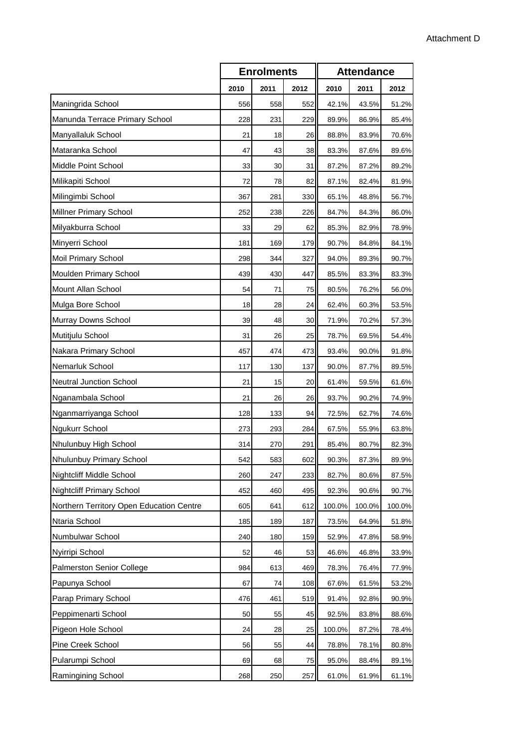Attachment D

| | Enrolments | | | Attendance | | |
|---|---|---|---|---|---|---|
| | 2010 | 2011 | 2012 | 2010 | 2011 | 2012 |
| Maningrida School | 556 | 558 | 552 | 42.1% | 43.5% | 51.2% |
| Manunda Terrace Primary School | 228 | 231 | 229 | 89.9% | 86.9% | 85.4% |
| Manyallaluk School | 21 | 18 | 26 | 88.8% | 83.9% | 70.6% |
| Mataranka School | 47 | 43 | 38 | 83.3% | 87.6% | 89.6% |
| Middle Point School | 33 | 30 | 31 | 87.2% | 87.2% | 89.2% |
| Milikapiti School | 72 | 78 | 82 | 87.1% | 82.4% | 81.9% |
| Milingimbi School | 367 | 281 | 330 | 65.1% | 48.8% | 56.7% |
| Millner Primary School | 252 | 238 | 226 | 84.7% | 84.3% | 86.0% |
| Milyakburra School | 33 | 29 | 62 | 85.3% | 82.9% | 78.9% |
| Minyerri School | 181 | 169 | 179 | 90.7% | 84.8% | 84.1% |
| Moil Primary School | 298 | 344 | 327 | 94.0% | 89.3% | 90.7% |
| Moulden Primary School | 439 | 430 | 447 | 85.5% | 83.3% | 83.3% |
| Mount Allan School | 54 | 71 | 75 | 80.5% | 76.2% | 56.0% |
| Mulga Bore School | 18 | 28 | 24 | 62.4% | 60.3% | 53.5% |
| Murray Downs School | 39 | 48 | 30 | 71.9% | 70.2% | 57.3% |
| Mutitjulu School | 31 | 26 | 25 | 78.7% | 69.5% | 54.4% |
| Nakara Primary School | 457 | 474 | 473 | 93.4% | 90.0% | 91.8% |
| Nemarluk School | 117 | 130 | 137 | 90.0% | 87.7% | 89.5% |
| Neutral Junction School | 21 | 15 | 20 | 61.4% | 59.5% | 61.6% |
| Nganambala School | 21 | 26 | 26 | 93.7% | 90.2% | 74.9% |
| Nganmarriyanga School | 128 | 133 | 94 | 72.5% | 62.7% | 74.6% |
| Ngukurr School | 273 | 293 | 284 | 67.5% | 55.9% | 63.8% |
| Nhulunbuy High School | 314 | 270 | 291 | 85.4% | 80.7% | 82.3% |
| Nhulunbuy Primary School | 542 | 583 | 602 | 90.3% | 87.3% | 89.9% |
| Nightcliff Middle School | 260 | 247 | 233 | 82.7% | 80.6% | 87.5% |
| Nightcliff Primary School | 452 | 460 | 495 | 92.3% | 90.6% | 90.7% |
| Northern Territory Open Education Centre | 605 | 641 | 612 | 100.0% | 100.0% | 100.0% |
| Ntaria School | 185 | 189 | 187 | 73.5% | 64.9% | 51.8% |
| Numbulwar School | 240 | 180 | 159 | 52.9% | 47.8% | 58.9% |
| Nyirripi School | 52 | 46 | 53 | 46.6% | 46.8% | 33.9% |
| Palmerston Senior College | 984 | 613 | 469 | 78.3% | 76.4% | 77.9% |
| Papunya School | 67 | 74 | 108 | 67.6% | 61.5% | 53.2% |
| Parap Primary School | 476 | 461 | 519 | 91.4% | 92.8% | 90.9% |
| Peppimenarti School | 50 | 55 | 45 | 92.5% | 83.8% | 88.6% |
| Pigeon Hole School | 24 | 28 | 25 | 100.0% | 87.2% | 78.4% |
| Pine Creek School | 56 | 55 | 44 | 78.8% | 78.1% | 80.8% |
| Pularumpi School | 69 | 68 | 75 | 95.0% | 88.4% | 89.1% |
| Ramingining School | 268 | 250 | 257 | 61.0% | 61.9% | 61.1% |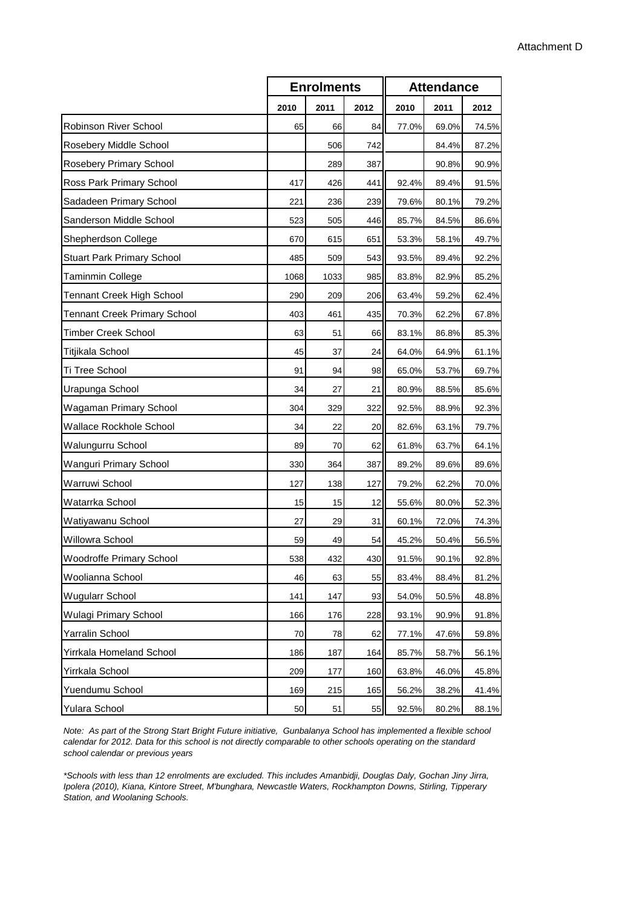Attachment D

| | Enrolments | | | Attendance | | |
|---|---|---|---|---|---|---|
| | 2010 | 2011 | 2012 | 2010 | 2011 | 2012 |
| Robinson River School | 65 | 66 | 84 | 77.0% | 69.0% | 74.5% |
| Rosebery Middle School | | 506 | 742 | | 84.4% | 87.2% |
| Rosebery Primary School | | 289 | 387 | | 90.8% | 90.9% |
| Ross Park Primary School | 417 | 426 | 441 | 92.4% | 89.4% | 91.5% |
| Sadadeen Primary School | 221 | 236 | 239 | 79.6% | 80.1% | 79.2% |
| Sanderson Middle School | 523 | 505 | 446 | 85.7% | 84.5% | 86.6% |
| Shepherdson College | 670 | 615 | 651 | 53.3% | 58.1% | 49.7% |
| Stuart Park Primary School | 485 | 509 | 543 | 93.5% | 89.4% | 92.2% |
| Taminmin College | 1068 | 1033 | 985 | 83.8% | 82.9% | 85.2% |
| Tennant Creek High School | 290 | 209 | 206 | 63.4% | 59.2% | 62.4% |
| Tennant Creek Primary School | 403 | 461 | 435 | 70.3% | 62.2% | 67.8% |
| Timber Creek School | 63 | 51 | 66 | 83.1% | 86.8% | 85.3% |
| Titjikala School | 45 | 37 | 24 | 64.0% | 64.9% | 61.1% |
| Ti Tree School | 91 | 94 | 98 | 65.0% | 53.7% | 69.7% |
| Urapunga School | 34 | 27 | 21 | 80.9% | 88.5% | 85.6% |
| Wagaman Primary School | 304 | 329 | 322 | 92.5% | 88.9% | 92.3% |
| Wallace Rockhole School | 34 | 22 | 20 | 82.6% | 63.1% | 79.7% |
| Walungurru School | 89 | 70 | 62 | 61.8% | 63.7% | 64.1% |
| Wanguri Primary School | 330 | 364 | 387 | 89.2% | 89.6% | 89.6% |
| Warruwi School | 127 | 138 | 127 | 79.2% | 62.2% | 70.0% |
| Watarrka School | 15 | 15 | 12 | 55.6% | 80.0% | 52.3% |
| Watiyawanu School | 27 | 29 | 31 | 60.1% | 72.0% | 74.3% |
| Willowra School | 59 | 49 | 54 | 45.2% | 50.4% | 56.5% |
| Woodroffe Primary School | 538 | 432 | 430 | 91.5% | 90.1% | 92.8% |
| Woolianna School | 46 | 63 | 55 | 83.4% | 88.4% | 81.2% |
| Wugularr School | 141 | 147 | 93 | 54.0% | 50.5% | 48.8% |
| Wulagi Primary School | 166 | 176 | 228 | 93.1% | 90.9% | 91.8% |
| Yarralin School | 70 | 78 | 62 | 77.1% | 47.6% | 59.8% |
| Yirrkala Homeland School | 186 | 187 | 164 | 85.7% | 58.7% | 56.1% |
| Yirrkala School | 209 | 177 | 160 | 63.8% | 46.0% | 45.8% |
| Yuendumu School | 169 | 215 | 165 | 56.2% | 38.2% | 41.4% |
| Yulara School | 50 | 51 | 55 | 92.5% | 80.2% | 88.1% |

*Note: As part of the Strong Start Bright Future initiative, Gunbalanya School has implemented a flexible school calendar for 2012. Data for this school is not directly comparable to other schools operating on the standard school calendar or previous years*

*\*Schools with less than 12 enrolments are excluded. This includes Amanbidji, Douglas Daly, Gochan Jiny Jirra, Ipolera (2010), Kiana, Kintore Street, M'bunghara, Newcastle Waters, Rockhampton Downs, Stirling, Tipperary Station, and Woolaning Schools.*